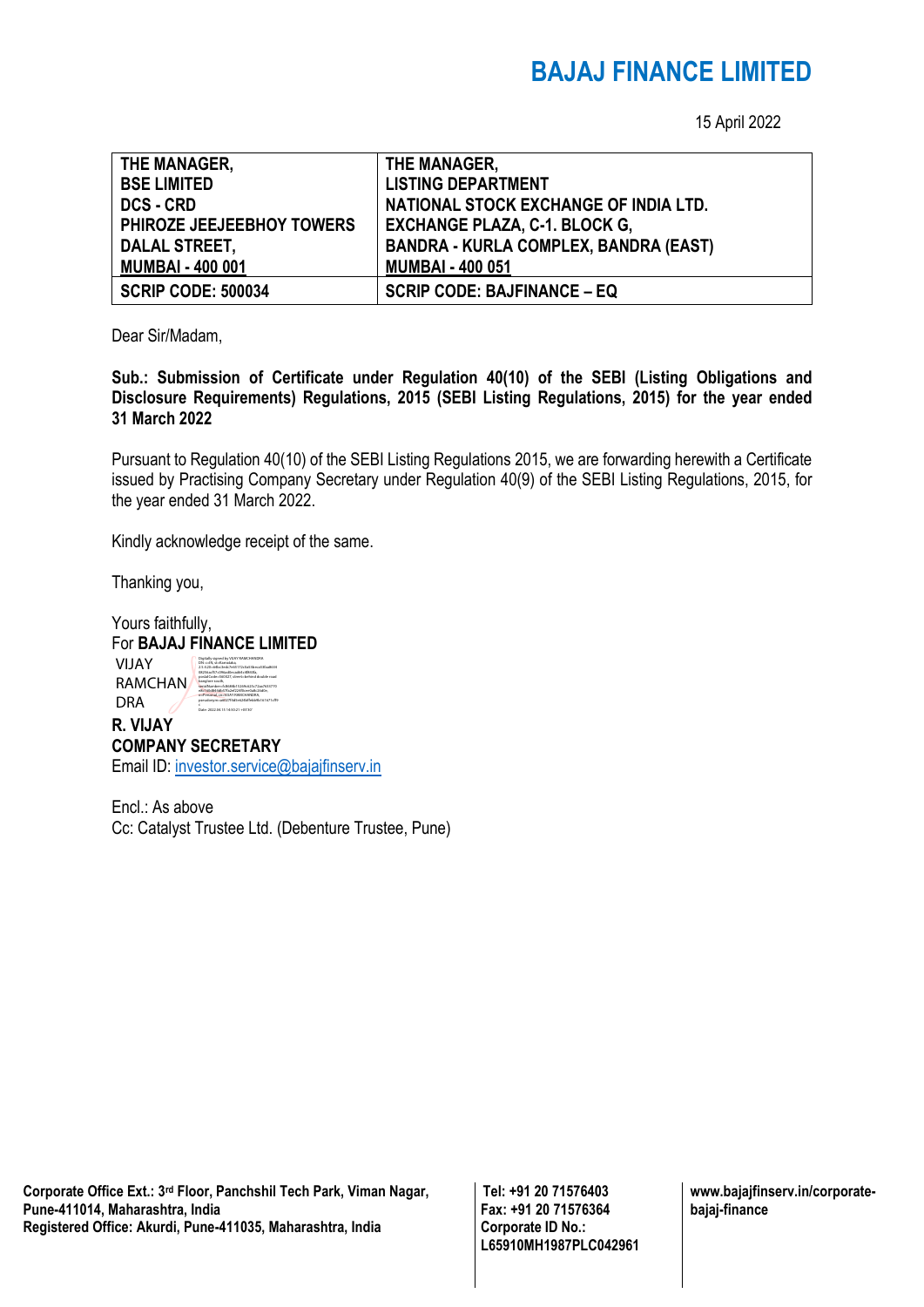# BAJAJ FINANCE LIMITED

15 April 2022

| THE MANAGER,<br>BSE LIMITED<br>DCS - CRD<br>PHIROZE JEEJEEBHOY TOWERS<br>DALAL STREET,<br>MUMBAI - 400 001 | THE MANAGER,<br>LISTING DEPARTMENT<br>NATIONAL STOCK EXCHANGE OF INDIA LTD.<br>EXCHANGE PLAZA, C-1. BLOCK G,<br>BANDRA - KURLA COMPLEX, BANDRA (EAST)<br>MUMBAI - 400 051 |
|---|---|
| SCRIP CODE: 500034 | SCRIP CODE: BAJFINANCE – EQ |

Dear Sir/Madam,

**Sub.: Submission of Certificate under Regulation 40(10) of the SEBI (Listing Obligations and Disclosure Requirements) Regulations, 2015 (SEBI Listing Regulations, 2015) for the year ended 31 March 2022**

Pursuant to Regulation 40(10) of the SEBI Listing Regulations 2015, we are forwarding herewith a Certificate issued by Practising Company Secretary under Regulation 40(9) of the SEBI Listing Regulations, 2015, for the year ended 31 March 2022.

Kindly acknowledge receipt of the same.

Thanking you,

Yours faithfully,
For **BAJAJ FINANCE LIMITED**

VIJAY RAMCHANDRA

**R. VIJAY**
**COMPANY SECRETARY**
Email ID: investor.service@bajajfinserv.in

Encl.: As above
Cc: Catalyst Trustee Ltd. (Debenture Trustee, Pune)

**Corporate Office Ext.: 3rd Floor, Panchshil Tech Park, Viman Nagar, Pune-411014, Maharashtra, India**
**Registered Office: Akurdi, Pune-411035, Maharashtra, India**

**Tel: +91 20 71576403**
**Fax: +91 20 71576364**
**Corporate ID No.: L65910MH1987PLC042961**

**www.bajajfinserv.in/corporate-bajaj-finance**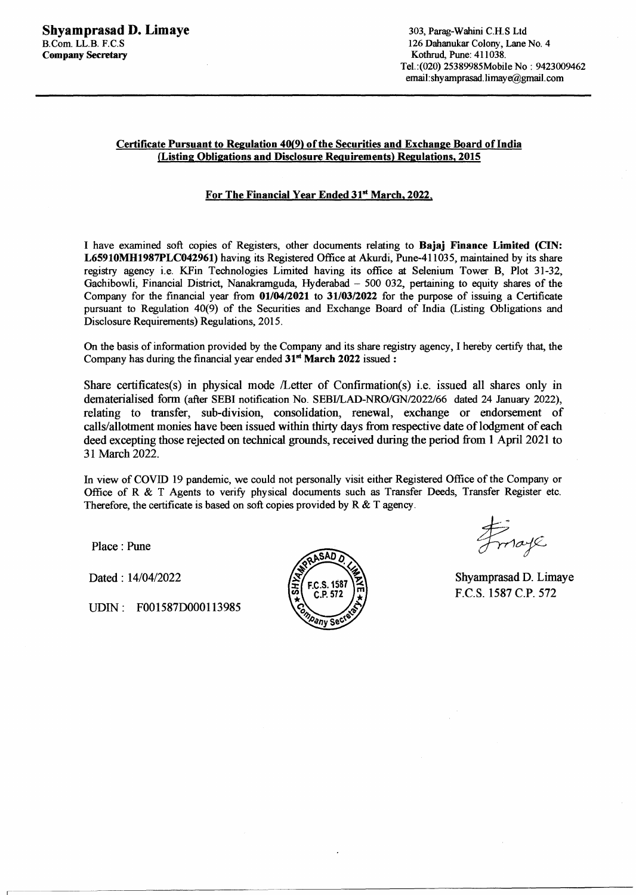**Shyamprasad D. Limaye**
B.Com. LL.B. F.C.S
**Company Secretary**

303, Parag-Wahini C.H.S Ltd
126 Dahanukar Colony, Lane No. 4
Kothrud, Pune: 411038.
Tel.:(020) 25389985Mobile No : 9423009462
email:shyamprasad.limaye@gmail.com

**Certificate Pursuant to Regulation 40(9) of the Securities and Exchange Board of India (Listing Obligations and Disclosure Requirements) Regulations, 2015**

**For The Financial Year Ended 31st March, 2022.**

I have examined soft copies of Registers, other documents relating to **Bajaj Finance Limited (CIN: L65910MH1987PLC042961)** having its Registered Office at Akurdi, Pune-411035, maintained by its share registry agency i.e. KFin Technologies Limited having its office at Selenium Tower B, Plot 31-32, Gachibowli, Financial District, Nanakramguda, Hyderabad – 500 032, pertaining to equity shares of the Company for the financial year from **01/04/2021** to **31/03/2022** for the purpose of issuing a Certificate pursuant to Regulation 40(9) of the Securities and Exchange Board of India (Listing Obligations and Disclosure Requirements) Regulations, 2015.

On the basis of information provided by the Company and its share registry agency, I hereby certify that, the Company has during the financial year ended **31st March 2022** issued :

Share certificates(s) in physical mode /Letter of Confirmation(s) i.e. issued all shares only in dematerialised form (after SEBI notification No. SEBI/LAD-NRO/GN/2022/66 dated 24 January 2022), relating to transfer, sub-division, consolidation, renewal, exchange or endorsement of calls/allotment monies have been issued within thirty days from respective date of lodgment of each deed excepting those rejected on technical grounds, received during the period from 1 April 2021 to 31 March 2022.

In view of COVID 19 pandemic, we could not personally visit either Registered Office of the Company or Office of R & T Agents to verify physical documents such as Transfer Deeds, Transfer Register etc. Therefore, the certificate is based on soft copies provided by R & T agency.

Place : Pune

Dated : 14/04/2022

UDIN : F001587D000113985

Shyamprasad D. Limaye
F.C.S. 1587 C.P. 572